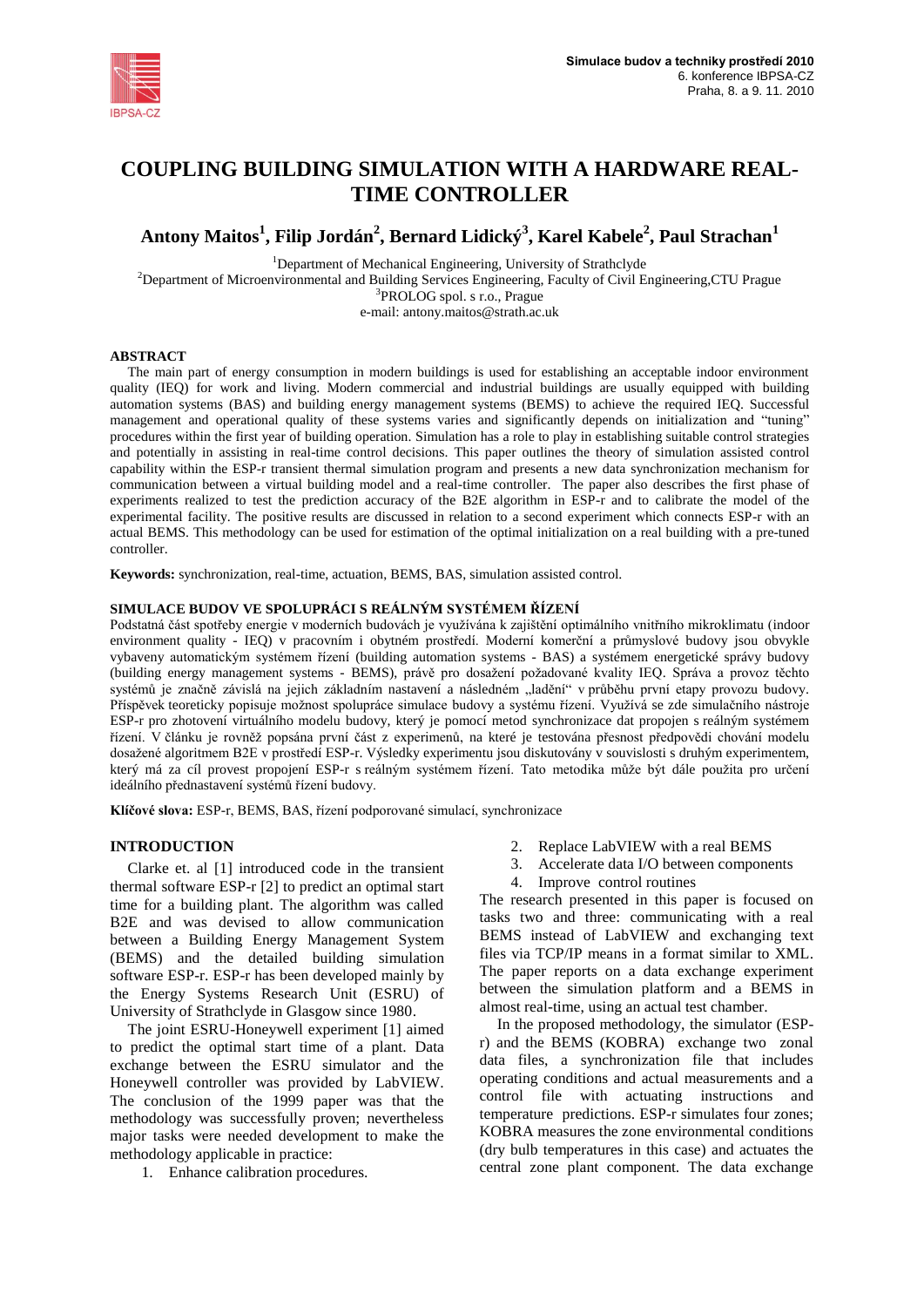# COUPLING BUILDING SIMULATION WITH A HARDWARE REAL-TIME CONTROLLER

**Antony Maitos[1], Filip Jordán[2], Bernard Lidický[3], Karel Kabele[2], Paul Strachan[1]**

[1]Department of Mechanical Engineering, University of Strathclyde
[2]Department of Microenvironmental and Building Services Engineering, Faculty of Civil Engineering,CTU Prague
[3]PROLOG spol. s r.o., Prague
e-mail: antony.maitos@strath.ac.uk

## ABSTRACT

The main part of energy consumption in modern buildings is used for establishing an acceptable indoor environment quality (IEQ) for work and living. Modern commercial and industrial buildings are usually equipped with building automation systems (BAS) and building energy management systems (BEMS) to achieve the required IEQ. Successful management and operational quality of these systems varies and significantly depends on initialization and "tuning" procedures within the first year of building operation. Simulation has a role to play in establishing suitable control strategies and potentially in assisting in real-time control decisions. This paper outlines the theory of simulation assisted control capability within the ESP-r transient thermal simulation program and presents a new data synchronization mechanism for communication between a virtual building model and a real-time controller. The paper also describes the first phase of experiments realized to test the prediction accuracy of the B2E algorithm in ESP-r and to calibrate the model of the experimental facility. The positive results are discussed in relation to a second experiment which connects ESP-r with an actual BEMS. This methodology can be used for estimation of the optimal initialization on a real building with a pre-tuned controller.

**Keywords:** synchronization, real-time, actuation, BEMS, BAS, simulation assisted control.

## SIMULACE BUDOV VE SPOLUPRÁCI S REÁLNÝM SYSTÉMEM ŘÍZENÍ

Podstatná část spotřeby energie v moderních budovách je využívána k zajištění optimálního vnitřního mikroklimatu (indoor environment quality - IEQ) v pracovním i obytném prostředí. Moderní komerční a průmyslové budovy jsou obvykle vybaveny automatickým systémem řízení (building automation systems - BAS) a systémem energetické správy budovy (building energy management systems - BEMS), právě pro dosažení požadované kvality IEQ. Správa a provoz těchto systémů je značně závislá na jejich základním nastavení a následném „ladění" v průběhu první etapy provozu budovy. Příspěvek teoreticky popisuje možnost spolupráce simulace budovy a systému řízení. Využívá se zde simulačního nástroje ESP-r pro zhotovení virtuálního modelu budovy, který je pomocí metod synchronizace dat propojen s reálným systémem řízení. V článku je rovněž popsána první část z experimentů, na které je testována přesnost předpovědi chování modelu dosažené algoritmem B2E v prostředí ESP-r. Výsledky experimentu jsou diskutovány v souvislosti s druhým experimentem, který má za cíl provést propojení ESP-r s reálným systémem řízení. Tato metodika může být dále použita pro určení ideálního přednastavení systémů řízení budovy.

**Klíčové slova:** ESP-r, BEMS, BAS, řízení podporované simulací, synchronizace

## INTRODUCTION

Clarke et. al [1] introduced code in the transient thermal software ESP-r [2] to predict an optimal start time for a building plant. The algorithm was called B2E and was devised to allow communication between a Building Energy Management System (BEMS) and the detailed building simulation software ESP-r. ESP-r has been developed mainly by the Energy Systems Research Unit (ESRU) of University of Strathclyde in Glasgow since 1980.

The joint ESRU-Honeywell experiment [1] aimed to predict the optimal start time of a plant. Data exchange between the ESRU simulator and the Honeywell controller was provided by LabVIEW. The conclusion of the 1999 paper was that the methodology was successfully proven; nevertheless major tasks were needed development to make the methodology applicable in practice:

1. Enhance calibration procedures.
2. Replace LabVIEW with a real BEMS
3. Accelerate data I/O between components
4. Improve control routines

The research presented in this paper is focused on tasks two and three: communicating with a real BEMS instead of LabVIEW and exchanging text files via TCP/IP means in a format similar to XML. The paper reports on a data exchange experiment between the simulation platform and a BEMS in almost real-time, using an actual test chamber.

In the proposed methodology, the simulator (ESP-r) and the BEMS (KOBRA) exchange two zonal data files, a synchronization file that includes operating conditions and actual measurements and a control file with actuating instructions and temperature predictions. ESP-r simulates four zones; KOBRA measures the zone environmental conditions (dry bulb temperatures in this case) and actuates the central zone plant component. The data exchange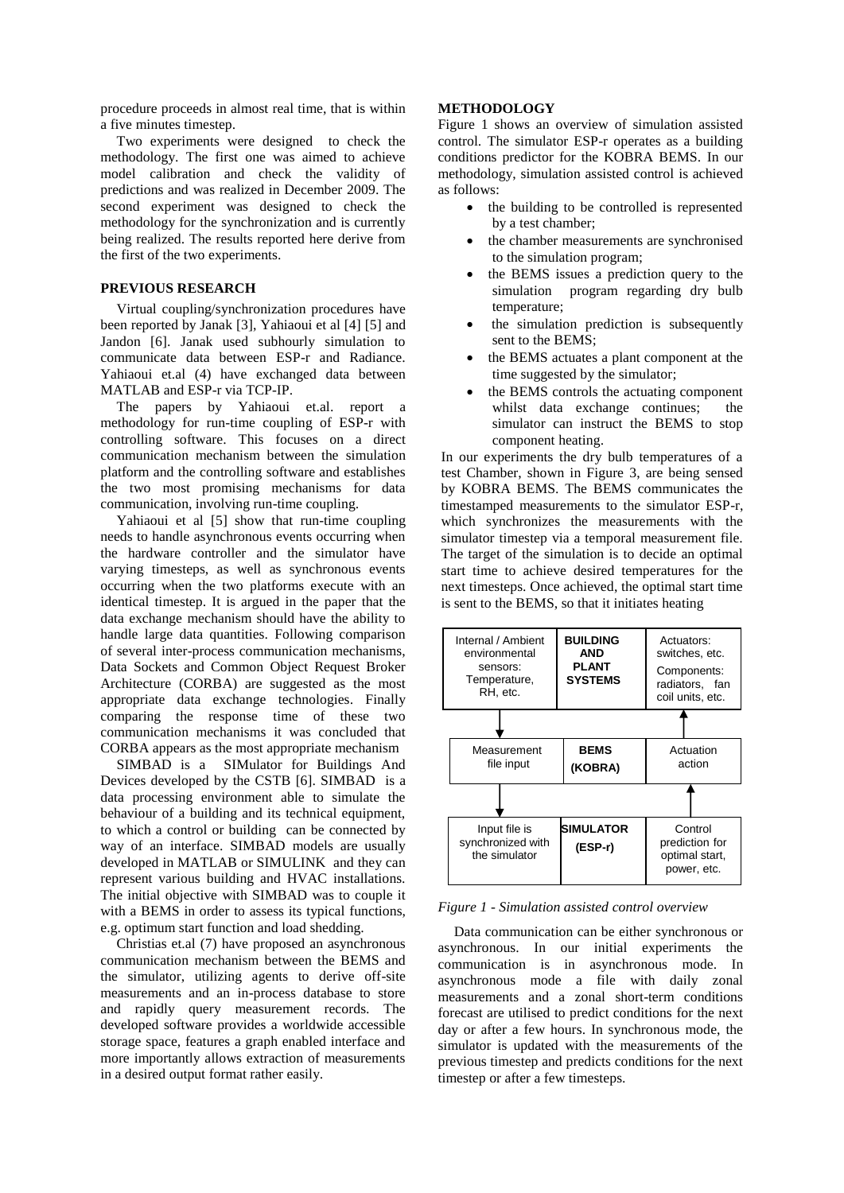procedure proceeds in almost real time, that is within a five minutes timestep.

Two experiments were designed to check the methodology. The first one was aimed to achieve model calibration and check the validity of predictions and was realized in December 2009. The second experiment was designed to check the methodology for the synchronization and is currently being realized. The results reported here derive from the first of the two experiments.

## PREVIOUS RESEARCH

Virtual coupling/synchronization procedures have been reported by Janak [3], Yahiaoui et al [4] [5] and Jandon [6]. Janak used subhourly simulation to communicate data between ESP-r and Radiance. Yahiaoui et.al (4) have exchanged data between MATLAB and ESP-r via TCP-IP.

The papers by Yahiaoui et.al. report a methodology for run-time coupling of ESP-r with controlling software. This focuses on a direct communication mechanism between the simulation platform and the controlling software and establishes the two most promising mechanisms for data communication, involving run-time coupling.

Yahiaoui et al [5] show that run-time coupling needs to handle asynchronous events occurring when the hardware controller and the simulator have varying timesteps, as well as synchronous events occurring when the two platforms execute with an identical timestep. It is argued in the paper that the data exchange mechanism should have the ability to handle large data quantities. Following comparison of several inter-process communication mechanisms, Data Sockets and Common Object Request Broker Architecture (CORBA) are suggested as the most appropriate data exchange technologies. Finally comparing the response time of these two communication mechanisms it was concluded that CORBA appears as the most appropriate mechanism

SIMBAD is a SIMulator for Buildings And Devices developed by the CSTB [6]. SIMBAD is a data processing environment able to simulate the behaviour of a building and its technical equipment, to which a control or building can be connected by way of an interface. SIMBAD models are usually developed in MATLAB or SIMULINK and they can represent various building and HVAC installations. The initial objective with SIMBAD was to couple it with a BEMS in order to assess its typical functions, e.g. optimum start function and load shedding.

Christias et.al (7) have proposed an asynchronous communication mechanism between the BEMS and the simulator, utilizing agents to derive off-site measurements and an in-process database to store and rapidly query measurement records. The developed software provides a worldwide accessible storage space, features a graph enabled interface and more importantly allows extraction of measurements in a desired output format rather easily.

## METHODOLOGY

Figure 1 shows an overview of simulation assisted control. The simulator ESP-r operates as a building conditions predictor for the KOBRA BEMS. In our methodology, simulation assisted control is achieved as follows:

- the building to be controlled is represented by a test chamber;
- the chamber measurements are synchronised to the simulation program;
- the BEMS issues a prediction query to the simulation program regarding dry bulb temperature;
- the simulation prediction is subsequently sent to the BEMS;
- the BEMS actuates a plant component at the time suggested by the simulator;
- the BEMS controls the actuating component whilst data exchange continues; the simulator can instruct the BEMS to stop component heating.

In our experiments the dry bulb temperatures of a test Chamber, shown in Figure 3, are being sensed by KOBRA BEMS. The BEMS communicates the timestamped measurements to the simulator ESP-r, which synchronizes the measurements with the simulator timestep via a temporal measurement file. The target of the simulation is to decide an optimal start time to achieve desired temperatures for the next timesteps. Once achieved, the optimal start time is sent to the BEMS, so that it initiates heating

Internal / Ambient environmental sensors: Temperature, RH, etc.

**BUILDING AND PLANT SYSTEMS**

Actuators: switches, etc. Components: radiators, fan coil units, etc.

Measurement file input

**BEMS (KOBRA)**

Actuation action

Input file is synchronized with the simulator

**SIMULATOR (ESP-r)**

Control prediction for optimal start, power, etc.

*Figure 1 - Simulation assisted control overview*

Data communication can be either synchronous or asynchronous. In our initial experiments the communication is in asynchronous mode. In asynchronous mode a file with daily zonal measurements and a zonal short-term conditions forecast are utilised to predict conditions for the next day or after a few hours. In synchronous mode, the simulator is updated with the measurements of the previous timestep and predicts conditions for the next timestep or after a few timesteps.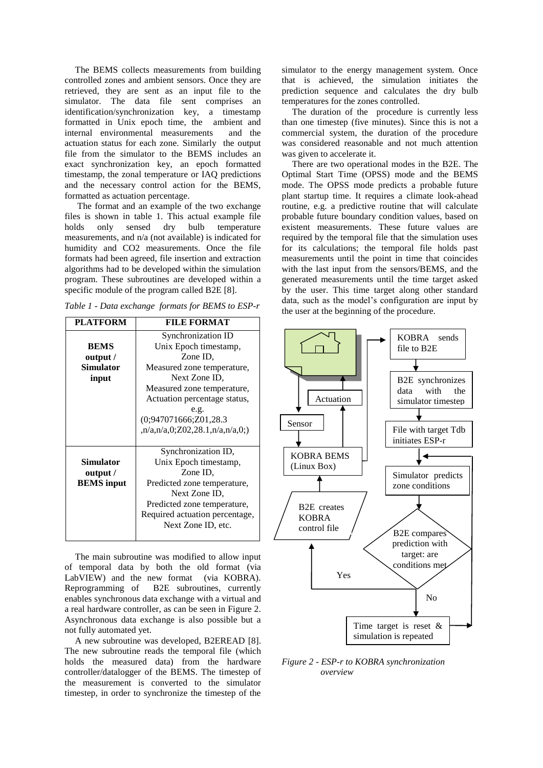The BEMS collects measurements from building controlled zones and ambient sensors. Once they are retrieved, they are sent as an input file to the simulator. The data file sent comprises an identification/synchronization key, a timestamp formatted in Unix epoch time, the ambient and internal environmental measurements and the actuation status for each zone. Similarly the output file from the simulator to the BEMS includes an exact synchronization key, an epoch formatted timestamp, the zonal temperature or IAQ predictions and the necessary control action for the BEMS, formatted as actuation percentage.

The format and an example of the two exchange files is shown in table 1. This actual example file holds only sensed dry bulb temperature measurements, and n/a (not available) is indicated for humidity and CO2 measurements. Once the file formats had been agreed, file insertion and extraction algorithms had to be developed within the simulation program. These subroutines are developed within a specific module of the program called B2E [8].

*Table 1 - Data exchange formats for BEMS to ESP-r*

| PLATFORM | FILE FORMAT |
|---|---|
| **BEMS output / Simulator input** | Synchronization ID<br>Unix Epoch timestamp,<br>Zone ID,<br>Measured zone temperature,<br>Next Zone ID,<br>Measured zone temperature,<br>Actuation percentage status,<br>e.g.<br>(0;947071666;Z01,28.3<br>,n/a,n/a,0;Z02,28.1,n/a,n/a,0;) |
| **Simulator output / BEMS input** | Synchronization ID,<br>Unix Epoch timestamp,<br>Zone ID,<br>Predicted zone temperature,<br>Next Zone ID,<br>Predicted zone temperature,<br>Required actuation percentage,<br>Next Zone ID, etc. |

The main subroutine was modified to allow input of temporal data by both the old format (via LabVIEW) and the new format (via KOBRA). Reprogramming of B2E subroutines, currently enables synchronous data exchange with a virtual and a real hardware controller, as can be seen in Figure 2. Asynchronous data exchange is also possible but a not fully automated yet.

A new subroutine was developed, B2EREAD [8]. The new subroutine reads the temporal file (which holds the measured data) from the hardware controller/datalogger of the BEMS. The timestep of the measurement is converted to the simulator timestep, in order to synchronize the timestep of the simulator to the energy management system. Once that is achieved, the simulation initiates the prediction sequence and calculates the dry bulb temperatures for the zones controlled.

The duration of the procedure is currently less than one timestep (five minutes). Since this is not a commercial system, the duration of the procedure was considered reasonable and not much attention was given to accelerate it.

There are two operational modes in the B2E. The Optimal Start Time (OPSS) mode and the BEMS mode. The OPSS mode predicts a probable future plant startup time. It requires a climate look-ahead routine, e.g. a predictive routine that will calculate probable future boundary condition values, based on existent measurements. These future values are required by the temporal file that the simulation uses for its calculations; the temporal file holds past measurements until the point in time that coincides with the last input from the sensors/BEMS, and the generated measurements until the time target asked by the user. This time target along other standard data, such as the model's configuration are input by the user at the beginning of the procedure.

KOBRA sends file to B2E

B2E synchronizes data with the simulator timestep

File with target Tdb initiates ESP-r

Simulator predicts zone conditions

B2E compares prediction with target: are conditions met

Yes

No

Time target is reset & simulation is repeated

Actuation

Sensor

KOBRA BEMS (Linux Box)

B2E creates KOBRA control file

*Figure 2 - ESP-r to KOBRA synchronization overview*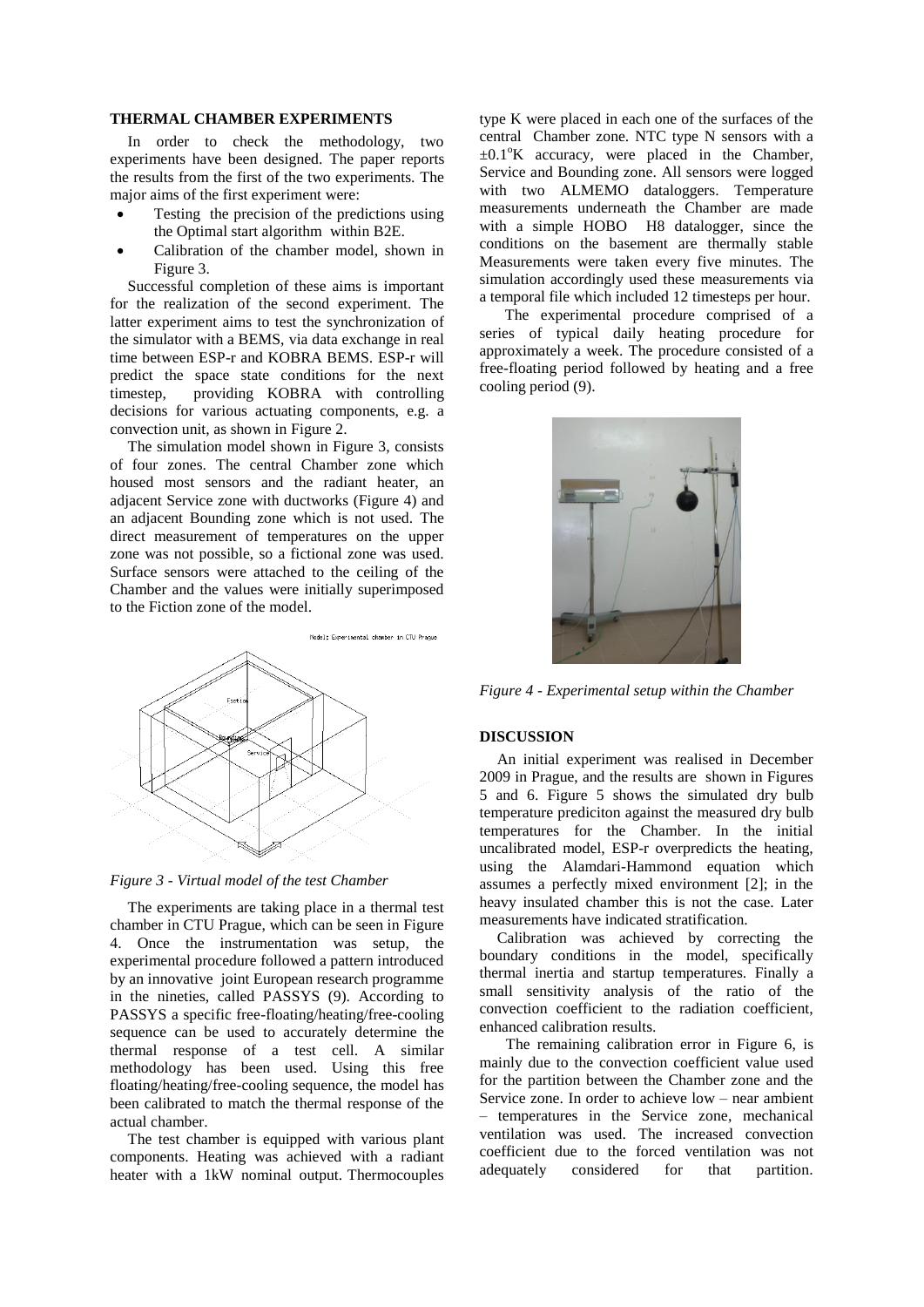## THERMAL CHAMBER EXPERIMENTS

In order to check the methodology, two experiments have been designed. The paper reports the results from the first of the two experiments. The major aims of the first experiment were:

- Testing the precision of the predictions using the Optimal start algorithm within B2E.
- Calibration of the chamber model, shown in Figure 3.

Successful completion of these aims is important for the realization of the second experiment. The latter experiment aims to test the synchronization of the simulator with a BEMS, via data exchange in real time between ESP-r and KOBRA BEMS. ESP-r will predict the space state conditions for the next timestep, providing KOBRA with controlling decisions for various actuating components, e.g. a convection unit, as shown in Figure 2.

The simulation model shown in Figure 3, consists of four zones. The central Chamber zone which housed most sensors and the radiant heater, an adjacent Service zone with ductworks (Figure 4) and an adjacent Bounding zone which is not used. The direct measurement of temperatures on the upper zone was not possible, so a fictional zone was used. Surface sensors were attached to the ceiling of the Chamber and the values were initially superimposed to the Fiction zone of the model.

Model: Experimental chamber in CTU Prague

Fiction

Service

*Figure 3 - Virtual model of the test Chamber*

The experiments are taking place in a thermal test chamber in CTU Prague, which can be seen in Figure 4. Once the instrumentation was setup, the experimental procedure followed a pattern introduced by an innovative joint European research programme in the nineties, called PASSYS (9). According to PASSYS a specific free-floating/heating/free-cooling sequence can be used to accurately determine the thermal response of a test cell. A similar methodology has been used. Using this free floating/heating/free-cooling sequence, the model has been calibrated to match the thermal response of the actual chamber.

The test chamber is equipped with various plant components. Heating was achieved with a radiant heater with a 1kW nominal output. Thermocouples type K were placed in each one of the surfaces of the central Chamber zone. NTC type N sensors with a $\pm 0.1^{o}$K accuracy, were placed in the Chamber, Service and Bounding zone. All sensors were logged with two ALMEMO dataloggers. Temperature measurements underneath the Chamber are made with a simple HOBO H8 datalogger, since the conditions on the basement are thermally stable Measurements were taken every five minutes. The simulation accordingly used these measurements via a temporal file which included 12 timesteps per hour.

The experimental procedure comprised of a series of typical daily heating procedure for approximately a week. The procedure consisted of a free-floating period followed by heating and a free cooling period (9).

*Figure 4 - Experimental setup within the Chamber*

## DISCUSSION

An initial experiment was realised in December 2009 in Prague, and the results are shown in Figures 5 and 6. Figure 5 shows the simulated dry bulb temperature prediciton against the measured dry bulb temperatures for the Chamber. In the initial uncalibrated model, ESP-r overpredicts the heating, using the Alamdari-Hammond equation which assumes a perfectly mixed environment [2]; in the heavy insulated chamber this is not the case. Later measurements have indicated stratification.

Calibration was achieved by correcting the boundary conditions in the model, specifically thermal inertia and startup temperatures. Finally a small sensitivity analysis of the ratio of the convection coefficient to the radiation coefficient, enhanced calibration results.

The remaining calibration error in Figure 6, is mainly due to the convection coefficient value used for the partition between the Chamber zone and the Service zone. In order to achieve low – near ambient – temperatures in the Service zone, mechanical ventilation was used. The increased convection coefficient due to the forced ventilation was not adequately considered for that partition.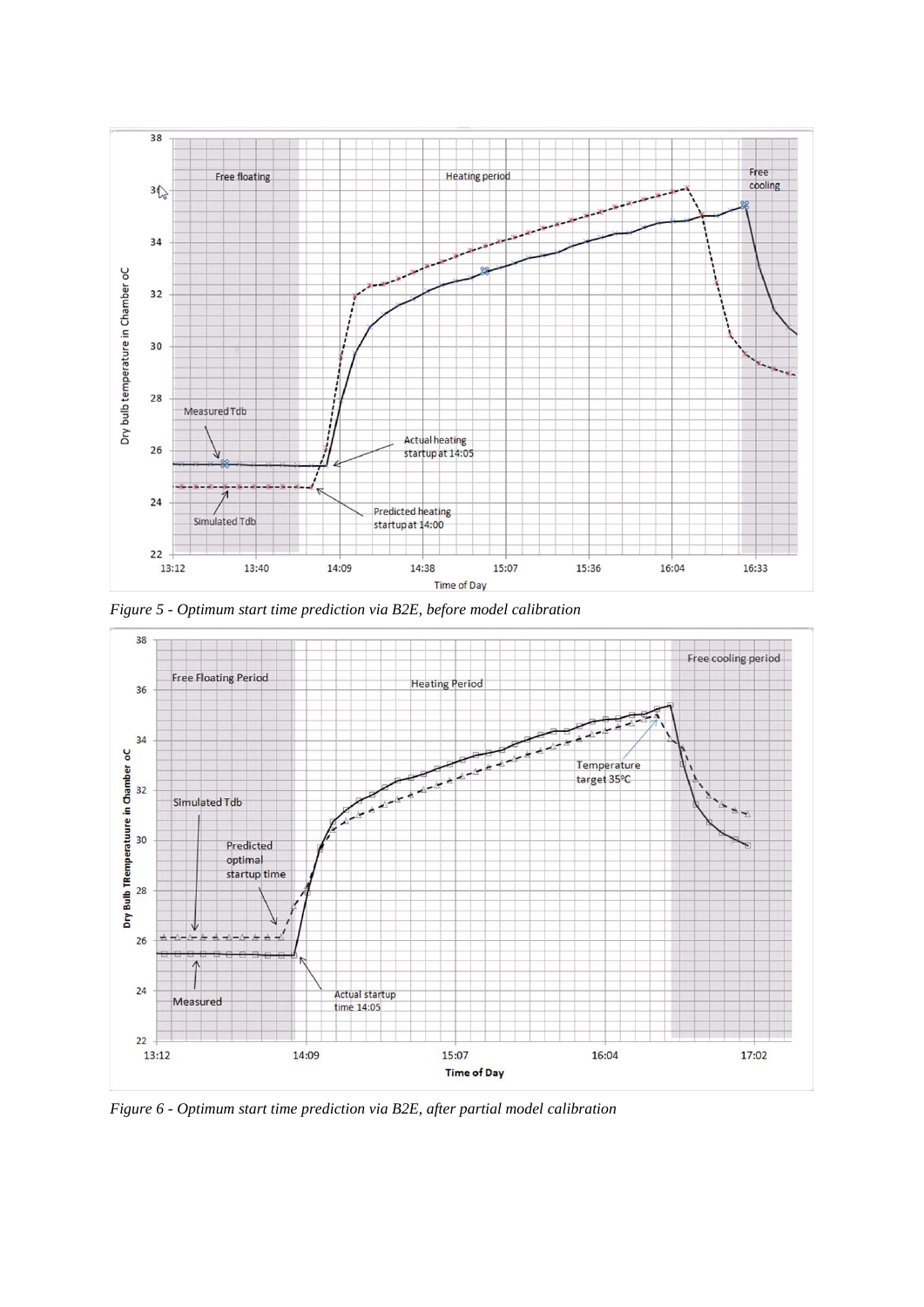38

Free floating

Heating period

Free cooling

36

34

32

30

28

26

24

22

Dry bulb temperature in Chamber oC

Measured Tdb

Actual heating startup at 14:05

Predicted heating startup at 14:00

Simulated Tdb

13:12

13:40

14:09

14:38

15:07

15:36

16:04

16:33

Time of Day

*Figure 5 - Optimum start time prediction via B2E, before model calibration*

38

36

34

32

30

28

26

24

22

Free Floating Period

Heating Period

Free cooling period

Dry Bulb TRemperatuure in Chamber oC

Simulated Tdb

Predicted optimal startup time

Temperature target 35°C

Measured

Actual startup time 14:05

13:12

14:09

15:07

16:04

17:02

Time of Day

*Figure 6 - Optimum start time prediction via B2E, after partial model calibration*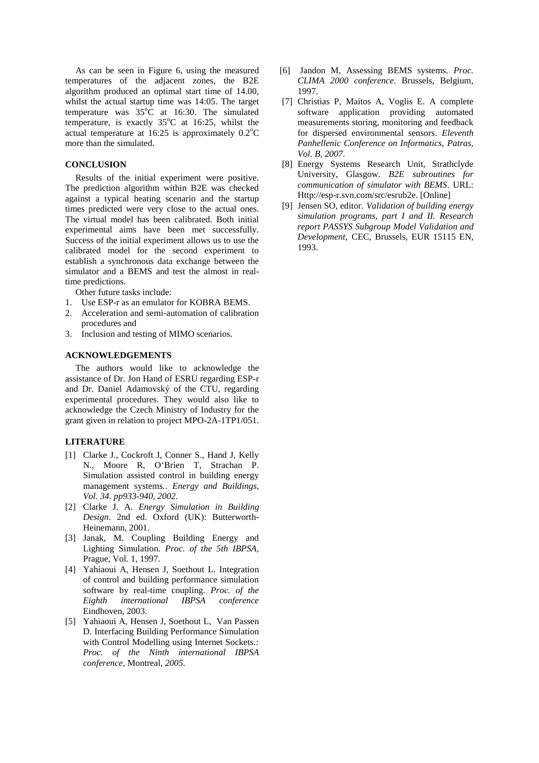As can be seen in Figure 6, using the measured temperatures of the adjacent zones, the B2E algorithm produced an optimal start time of 14.00, whilst the actual startup time was 14:05. The target temperature was 35°C at 16:30. The simulated temperature, is exactly 35°C at 16:25, whilst the actual temperature at 16:25 is approximately 0.2°C more than the simulated.

## CONCLUSION

Results of the initial experiment were positive. The prediction algorithm within B2E was checked against a typical heating scenario and the startup times predicted were very close to the actual ones. The virtual model has been calibrated. Both initial experimental aims have been met successfully. Success of the initial experiment allows us to use the calibrated model for the second experiment to establish a synchronous data exchange between the simulator and a BEMS and test the almost in real-time predictions.

Other future tasks include:

1. Use ESP-r as an emulator for KOBRA BEMS.
2. Acceleration and semi-automation of calibration procedures and
3. Inclusion and testing of MIMO scenarios.

## ACKNOWLEDGEMENTS

The authors would like to acknowledge the assistance of Dr. Jon Hand of ESRU regarding ESP-r and Dr. Daniel Adamovský of the CTU, regarding experimental procedures. They would also like to acknowledge the Czech Ministry of Industry for the grant given in relation to project MPO-2A-1TP1/051.

## LITERATURE

[1] Clarke J., Cockroft J, Conner S., Hand J, Kelly N., Moore R, O'Brien T, Strachan P. Simulation assisted control in building energy management systems.. *Energy and Buildings, Vol. 34. pp933-940, 2002.*

[2] Clarke J. A. *Energy Simulation in Building Design*. 2nd ed. Oxford (UK): Butterworth-Heinemann, 2001.

[3] Janak, M. Coupling Building Energy and Lighting Simulation. *Proc. of the 5th IBPSA*, Prague, Vol. 1, 1997.

[4] Yahiaoui A, Hensen J, Soethout L. Integration of control and building performance simulation software by real-time coupling. *Proc. of the Eighth international IBPSA conference* Eindhoven, 2003.

[5] Yahiaoui A, Hensen J, Soethout L, Van Passen D. Interfacing Building Performance Simulation with Control Modelling using Internet Sockets.*: Proc. of the Ninth international IBPSA conference*, Montreal*, 2005.*

[6] Jandon M, Assessing BEMS systems. *Proc. CLIMA 2000 conference.* Brussels, Belgium, 1997.

[7] Christias P, Maitos A, Voglis E. A complete software application providing automated measurements storing, monitoring and feedback for dispersed environmental sensors. *Eleventh Panhellenic Conference on Informatics, Patras, Vol. B, 2007.*

[8] Energy Systems Research Unit, Strathclyde University, Glasgow. *B2E subroutines for communication of simulator with BEMS*. URL: Http://esp-r.svn.com/src/esrub2e. [Online]

[9] Jensen SO, editor. *Validation of building energy simulation programs, part I and II. Research report PASSYS Subgroup Model Validation and Development*, CEC, Brussels, EUR 15115 EN, 1993.